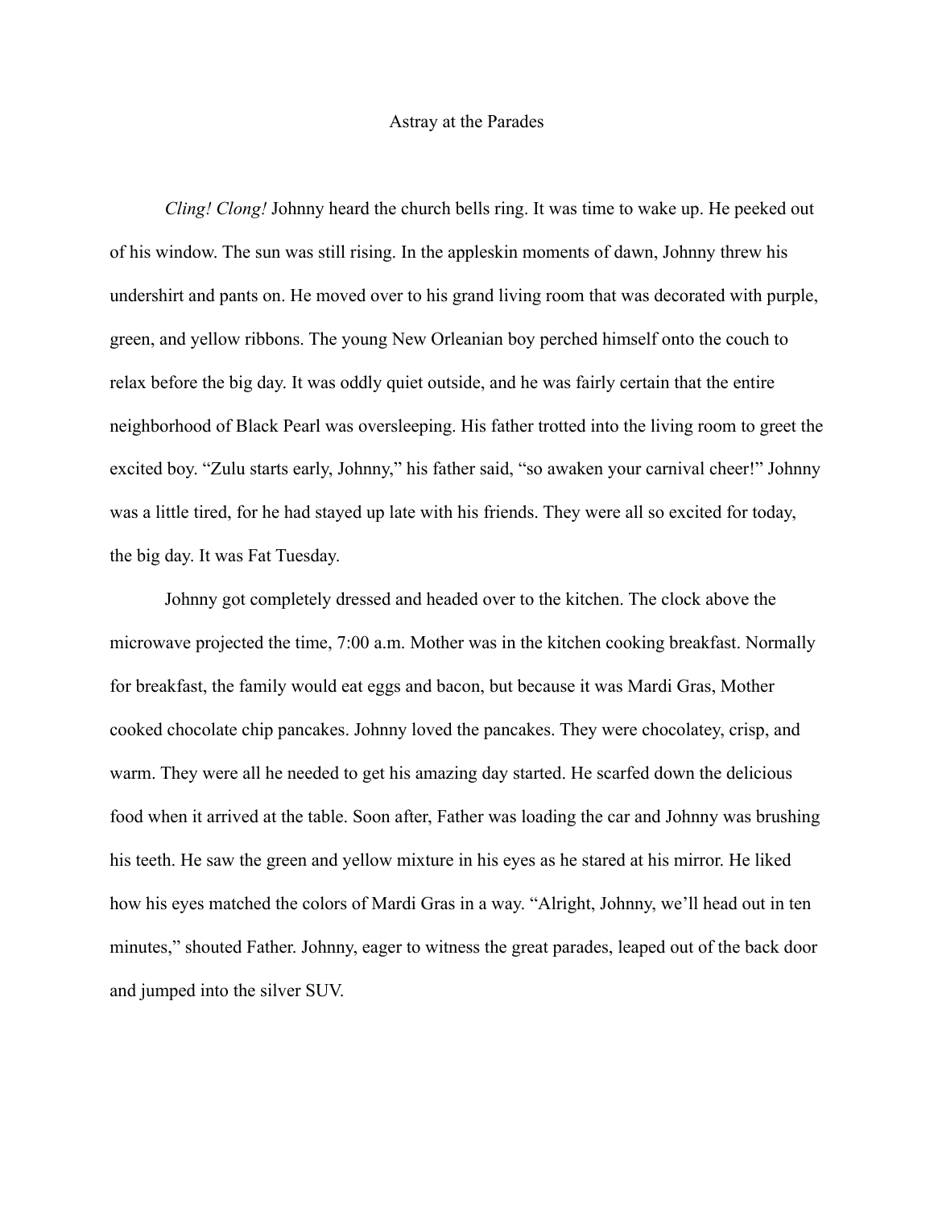# Astray at the Parades

*Cling! Clong!* Johnny heard the church bells ring. It was time to wake up. He peeked out of his window. The sun was still rising. In the appleskin moments of dawn, Johnny threw his undershirt and pants on. He moved over to his grand living room that was decorated with purple, green, and yellow ribbons. The young New Orleanian boy perched himself onto the couch to relax before the big day. It was oddly quiet outside, and he was fairly certain that the entire neighborhood of Black Pearl was oversleeping. His father trotted into the living room to greet the excited boy. "Zulu starts early, Johnny," his father said, "so awaken your carnival cheer!" Johnny was a little tired, for he had stayed up late with his friends. They were all so excited for today, the big day. It was Fat Tuesday.

Johnny got completely dressed and headed over to the kitchen. The clock above the microwave projected the time, 7:00 a.m. Mother was in the kitchen cooking breakfast. Normally for breakfast, the family would eat eggs and bacon, but because it was Mardi Gras, Mother cooked chocolate chip pancakes. Johnny loved the pancakes. They were chocolatey, crisp, and warm. They were all he needed to get his amazing day started. He scarfed down the delicious food when it arrived at the table. Soon after, Father was loading the car and Johnny was brushing his teeth. He saw the green and yellow mixture in his eyes as he stared at his mirror. He liked how his eyes matched the colors of Mardi Gras in a way. "Alright, Johnny, we'll head out in ten minutes," shouted Father. Johnny, eager to witness the great parades, leaped out of the back door and jumped into the silver SUV.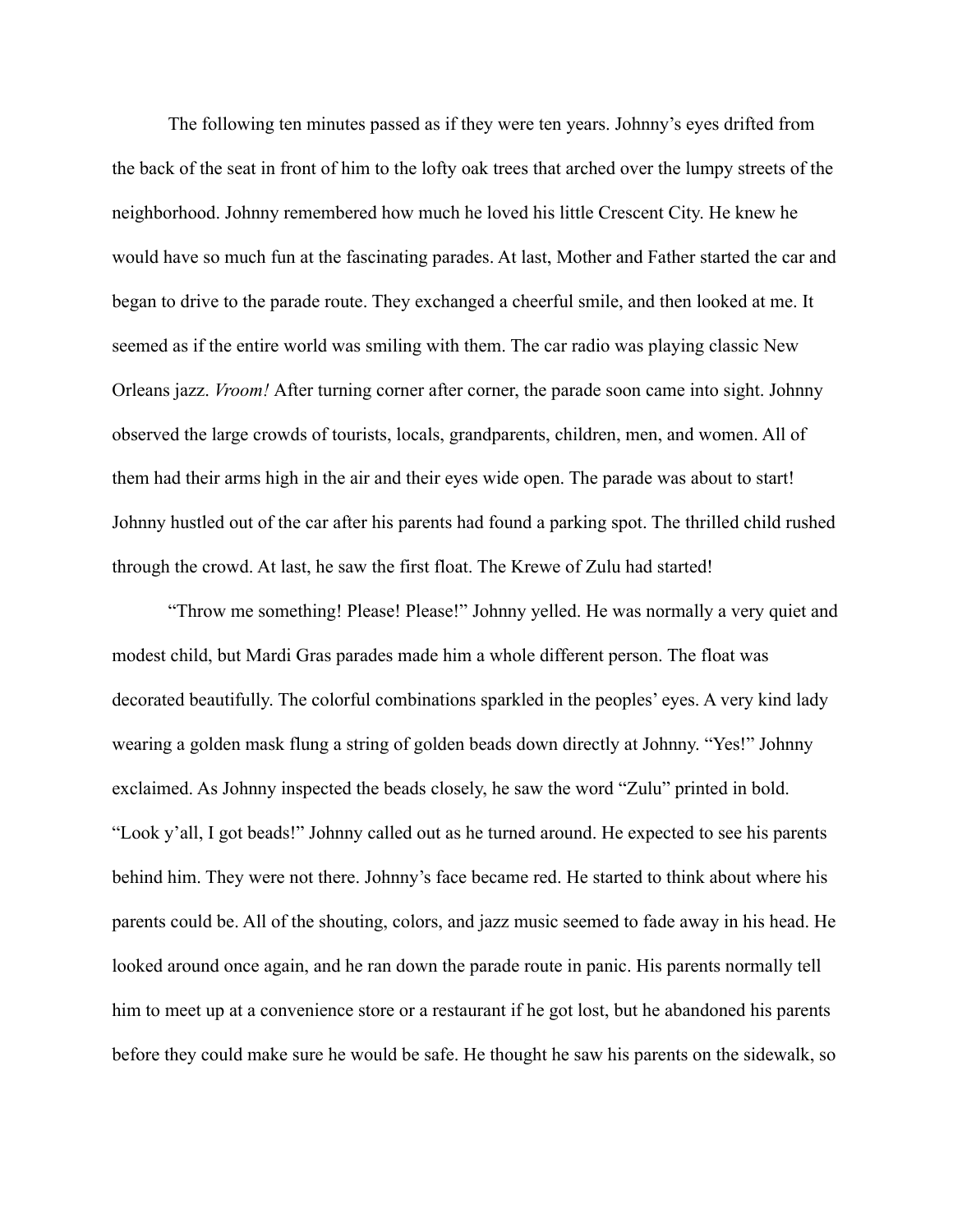The following ten minutes passed as if they were ten years. Johnny's eyes drifted from the back of the seat in front of him to the lofty oak trees that arched over the lumpy streets of the neighborhood. Johnny remembered how much he loved his little Crescent City. He knew he would have so much fun at the fascinating parades. At last, Mother and Father started the car and began to drive to the parade route. They exchanged a cheerful smile, and then looked at me. It seemed as if the entire world was smiling with them. The car radio was playing classic New Orleans jazz. *Vroom!* After turning corner after corner, the parade soon came into sight. Johnny observed the large crowds of tourists, locals, grandparents, children, men, and women. All of them had their arms high in the air and their eyes wide open. The parade was about to start! Johnny hustled out of the car after his parents had found a parking spot. The thrilled child rushed through the crowd. At last, he saw the first float. The Krewe of Zulu had started!

"Throw me something! Please! Please!" Johnny yelled. He was normally a very quiet and modest child, but Mardi Gras parades made him a whole different person. The float was decorated beautifully. The colorful combinations sparkled in the peoples' eyes. A very kind lady wearing a golden mask flung a string of golden beads down directly at Johnny. "Yes!" Johnny exclaimed. As Johnny inspected the beads closely, he saw the word "Zulu" printed in bold. "Look y'all, I got beads!" Johnny called out as he turned around. He expected to see his parents behind him. They were not there. Johnny's face became red. He started to think about where his parents could be. All of the shouting, colors, and jazz music seemed to fade away in his head. He looked around once again, and he ran down the parade route in panic. His parents normally tell him to meet up at a convenience store or a restaurant if he got lost, but he abandoned his parents before they could make sure he would be safe. He thought he saw his parents on the sidewalk, so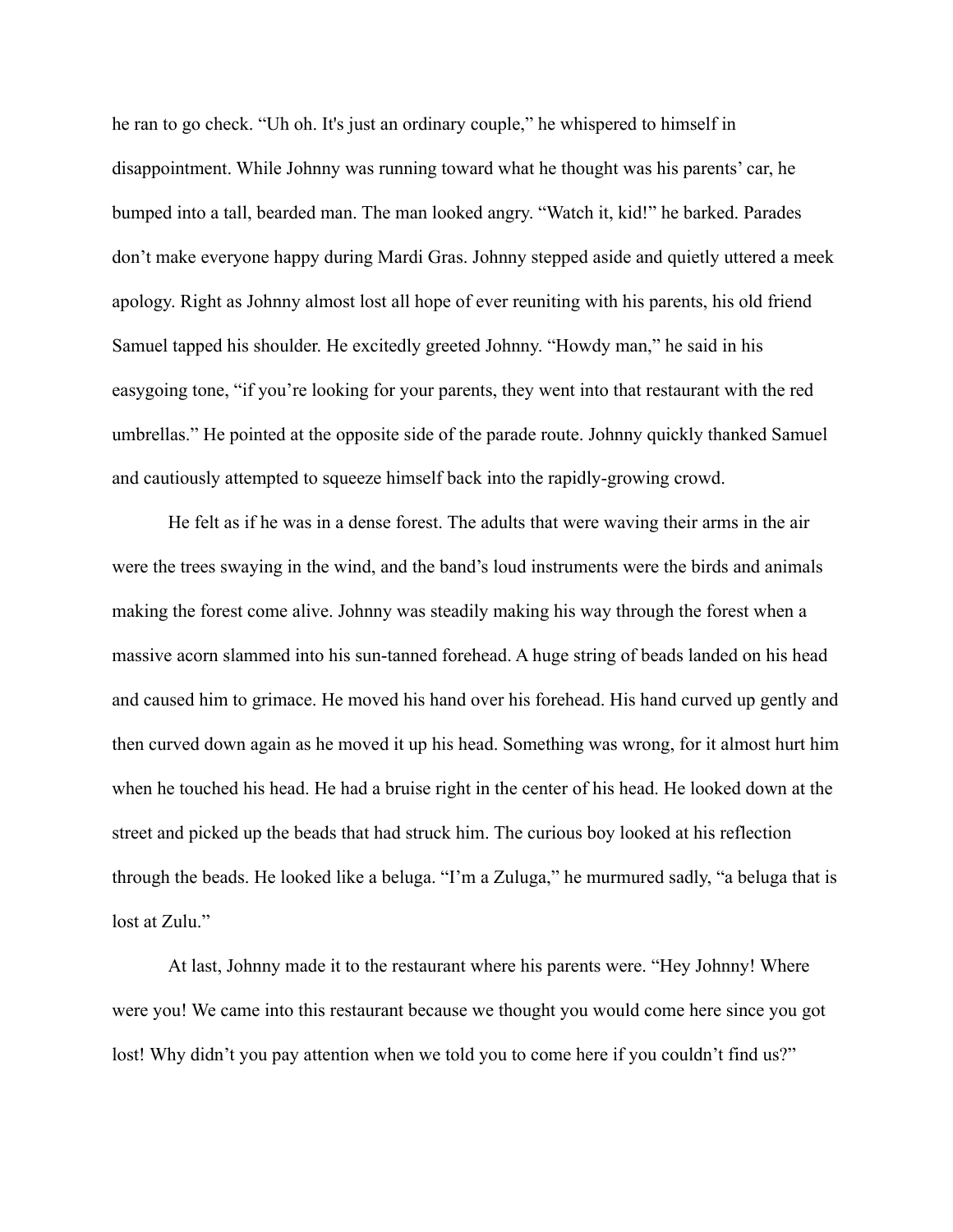he ran to go check. “Uh oh. It's just an ordinary couple,” he whispered to himself in disappointment. While Johnny was running toward what he thought was his parents’ car, he bumped into a tall, bearded man. The man looked angry. “Watch it, kid!” he barked. Parades don’t make everyone happy during Mardi Gras. Johnny stepped aside and quietly uttered a meek apology. Right as Johnny almost lost all hope of ever reuniting with his parents, his old friend Samuel tapped his shoulder. He excitedly greeted Johnny. “Howdy man,” he said in his easygoing tone, “if you’re looking for your parents, they went into that restaurant with the red umbrellas.” He pointed at the opposite side of the parade route. Johnny quickly thanked Samuel and cautiously attempted to squeeze himself back into the rapidly-growing crowd.

He felt as if he was in a dense forest. The adults that were waving their arms in the air were the trees swaying in the wind, and the band’s loud instruments were the birds and animals making the forest come alive. Johnny was steadily making his way through the forest when a massive acorn slammed into his sun-tanned forehead. A huge string of beads landed on his head and caused him to grimace. He moved his hand over his forehead. His hand curved up gently and then curved down again as he moved it up his head. Something was wrong, for it almost hurt him when he touched his head. He had a bruise right in the center of his head. He looked down at the street and picked up the beads that had struck him. The curious boy looked at his reflection through the beads. He looked like a beluga. “I’m a Zuluga,” he murmured sadly, “a beluga that is lost at Zulu.”

At last, Johnny made it to the restaurant where his parents were. “Hey Johnny! Where were you! We came into this restaurant because we thought you would come here since you got lost! Why didn’t you pay attention when we told you to come here if you couldn’t find us?”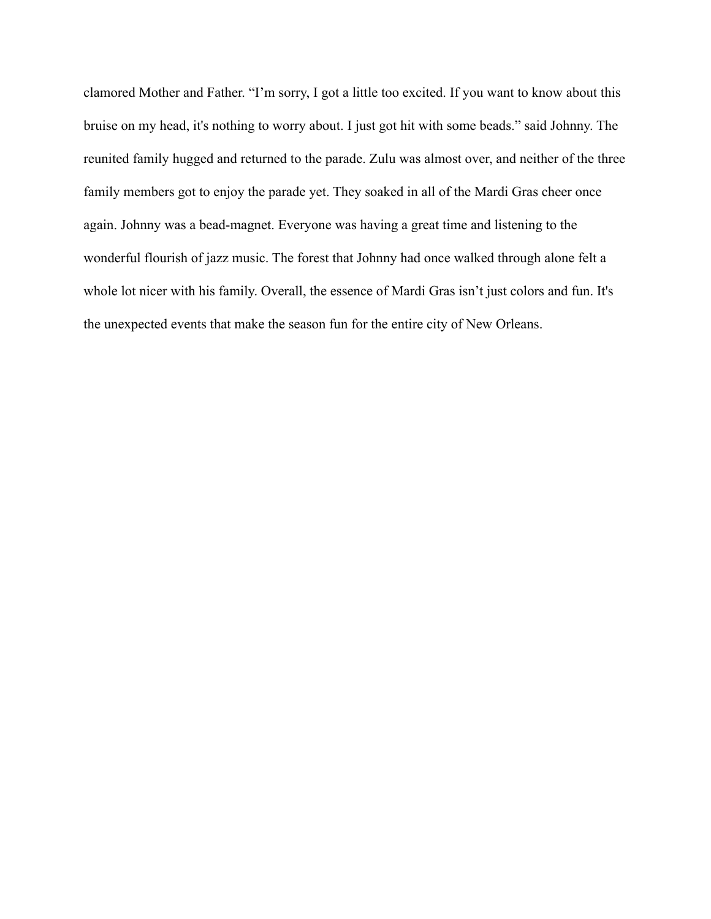clamored Mother and Father. “I’m sorry, I got a little too excited. If you want to know about this bruise on my head, it's nothing to worry about. I just got hit with some beads.” said Johnny. The reunited family hugged and returned to the parade. Zulu was almost over, and neither of the three family members got to enjoy the parade yet. They soaked in all of the Mardi Gras cheer once again. Johnny was a bead-magnet. Everyone was having a great time and listening to the wonderful flourish of jazz music. The forest that Johnny had once walked through alone felt a whole lot nicer with his family. Overall, the essence of Mardi Gras isn’t just colors and fun. It's the unexpected events that make the season fun for the entire city of New Orleans.